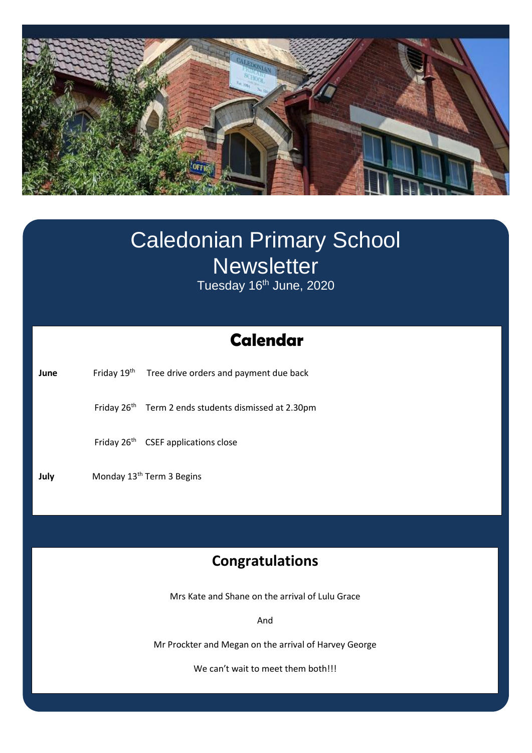# Caledonian Primary School Newsletter

Tuesday 16th June, 2020

## Calendar

| | | |
|---|---|---|
| **June** | Friday 19th | Tree drive orders and payment due back |
| | Friday 26th | Term 2 ends students dismissed at 2.30pm |
| | Friday 26th | CSEF applications close |
| **July** | Monday 13th | Term 3 Begins |

## Congratulations

Mrs Kate and Shane on the arrival of Lulu Grace

And

Mr Prockter and Megan on the arrival of Harvey George

We can't wait to meet them both!!!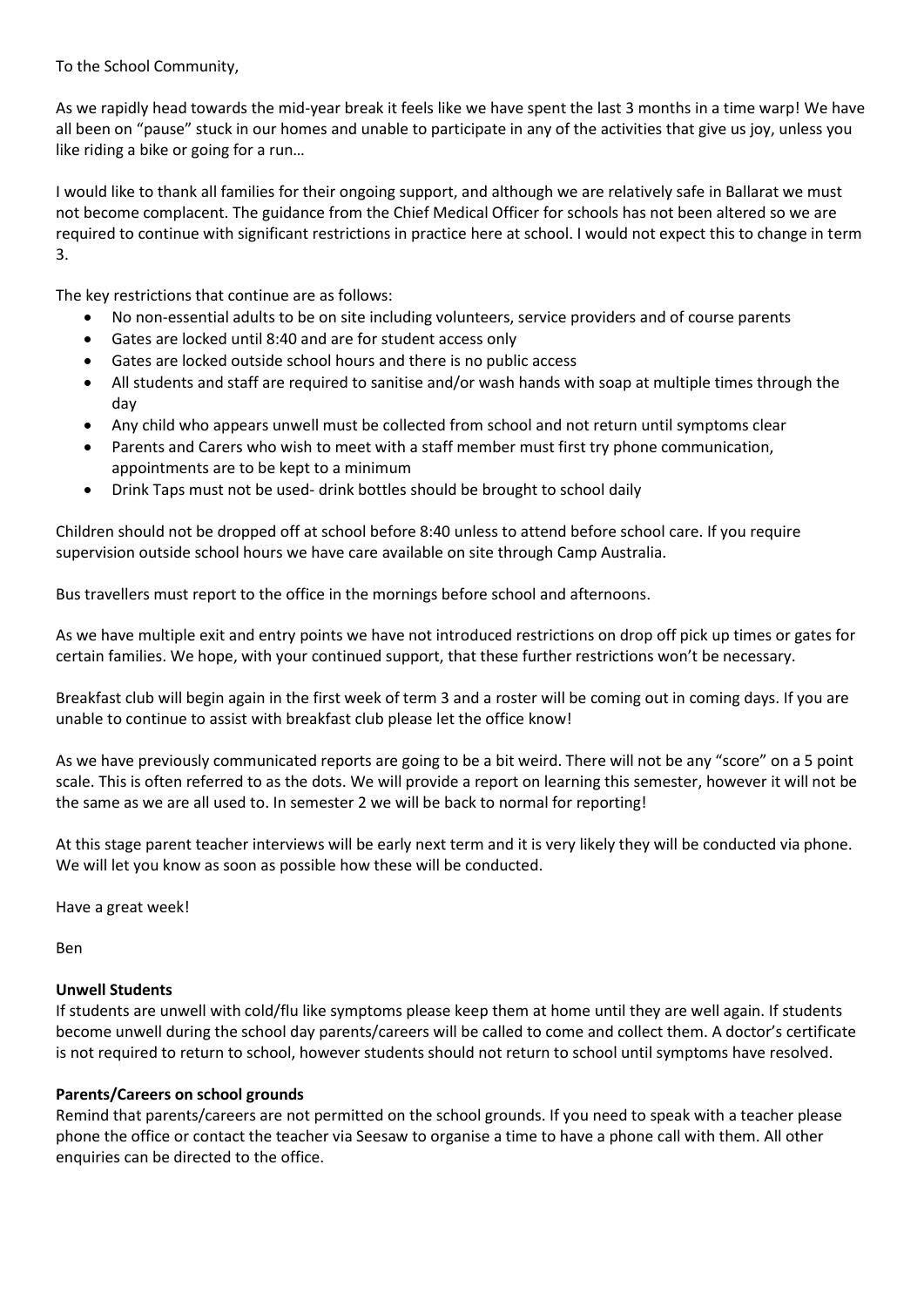To the School Community,

As we rapidly head towards the mid-year break it feels like we have spent the last 3 months in a time warp! We have all been on "pause" stuck in our homes and unable to participate in any of the activities that give us joy, unless you like riding a bike or going for a run…

I would like to thank all families for their ongoing support, and although we are relatively safe in Ballarat we must not become complacent. The guidance from the Chief Medical Officer for schools has not been altered so we are required to continue with significant restrictions in practice here at school. I would not expect this to change in term 3.

The key restrictions that continue are as follows:

- No non-essential adults to be on site including volunteers, service providers and of course parents
- Gates are locked until 8:40 and are for student access only
- Gates are locked outside school hours and there is no public access
- All students and staff are required to sanitise and/or wash hands with soap at multiple times through the day
- Any child who appears unwell must be collected from school and not return until symptoms clear
- Parents and Carers who wish to meet with a staff member must first try phone communication, appointments are to be kept to a minimum
- Drink Taps must not be used- drink bottles should be brought to school daily

Children should not be dropped off at school before 8:40 unless to attend before school care. If you require supervision outside school hours we have care available on site through Camp Australia.

Bus travellers must report to the office in the mornings before school and afternoons.

As we have multiple exit and entry points we have not introduced restrictions on drop off pick up times or gates for certain families. We hope, with your continued support, that these further restrictions won't be necessary.

Breakfast club will begin again in the first week of term 3 and a roster will be coming out in coming days. If you are unable to continue to assist with breakfast club please let the office know!

As we have previously communicated reports are going to be a bit weird. There will not be any "score" on a 5 point scale. This is often referred to as the dots. We will provide a report on learning this semester, however it will not be the same as we are all used to. In semester 2 we will be back to normal for reporting!

At this stage parent teacher interviews will be early next term and it is very likely they will be conducted via phone. We will let you know as soon as possible how these will be conducted.

Have a great week!

Ben

**Unwell Students**

If students are unwell with cold/flu like symptoms please keep them at home until they are well again. If students become unwell during the school day parents/careers will be called to come and collect them. A doctor's certificate is not required to return to school, however students should not return to school until symptoms have resolved.

**Parents/Careers on school grounds**

Remind that parents/careers are not permitted on the school grounds. If you need to speak with a teacher please phone the office or contact the teacher via Seesaw to organise a time to have a phone call with them. All other enquiries can be directed to the office.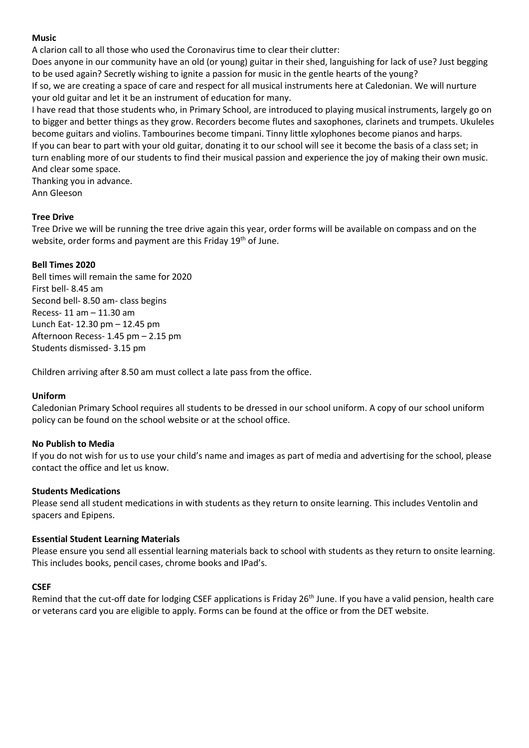**Music**

A clarion call to all those who used the Coronavirus time to clear their clutter:

Does anyone in our community have an old (or young) guitar in their shed, languishing for lack of use? Just begging to be used again? Secretly wishing to ignite a passion for music in the gentle hearts of the young?

If so, we are creating a space of care and respect for all musical instruments here at Caledonian. We will nurture your old guitar and let it be an instrument of education for many.

I have read that those students who, in Primary School, are introduced to playing musical instruments, largely go on to bigger and better things as they grow. Recorders become flutes and saxophones, clarinets and trumpets. Ukuleles become guitars and violins. Tambourines become timpani. Tinny little xylophones become pianos and harps.

If you can bear to part with your old guitar, donating it to our school will see it become the basis of a class set; in turn enabling more of our students to find their musical passion and experience the joy of making their own music. And clear some space.

Thanking you in advance.

Ann Gleeson

**Tree Drive**

Tree Drive we will be running the tree drive again this year, order forms will be available on compass and on the website, order forms and payment are this Friday 19th of June.

**Bell Times 2020**

Bell times will remain the same for 2020
First bell- 8.45 am
Second bell- 8.50 am- class begins
Recess- 11 am – 11.30 am
Lunch Eat- 12.30 pm – 12.45 pm
Afternoon Recess- 1.45 pm – 2.15 pm
Students dismissed- 3.15 pm

Children arriving after 8.50 am must collect a late pass from the office.

**Uniform**

Caledonian Primary School requires all students to be dressed in our school uniform. A copy of our school uniform policy can be found on the school website or at the school office.

**No Publish to Media**

If you do not wish for us to use your child's name and images as part of media and advertising for the school, please contact the office and let us know.

**Students Medications**

Please send all student medications in with students as they return to onsite learning. This includes Ventolin and spacers and Epipens.

**Essential Student Learning Materials**

Please ensure you send all essential learning materials back to school with students as they return to onsite learning. This includes books, pencil cases, chrome books and IPad's.

**CSEF**

Remind that the cut-off date for lodging CSEF applications is Friday 26th June. If you have a valid pension, health care or veterans card you are eligible to apply. Forms can be found at the office or from the DET website.